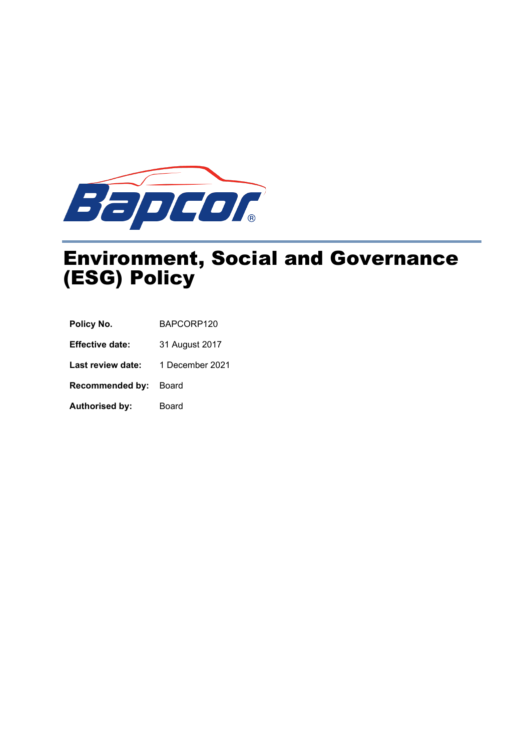# Environment, Social and Governance (ESG) Policy

| | |
|---|---|
| **Policy No.** | BAPCORP120 |
| **Effective date:** | 31 August 2017 |
| **Last review date:** | 1 December 2021 |
| **Recommended by:** | Board |
| **Authorised by:** | Board |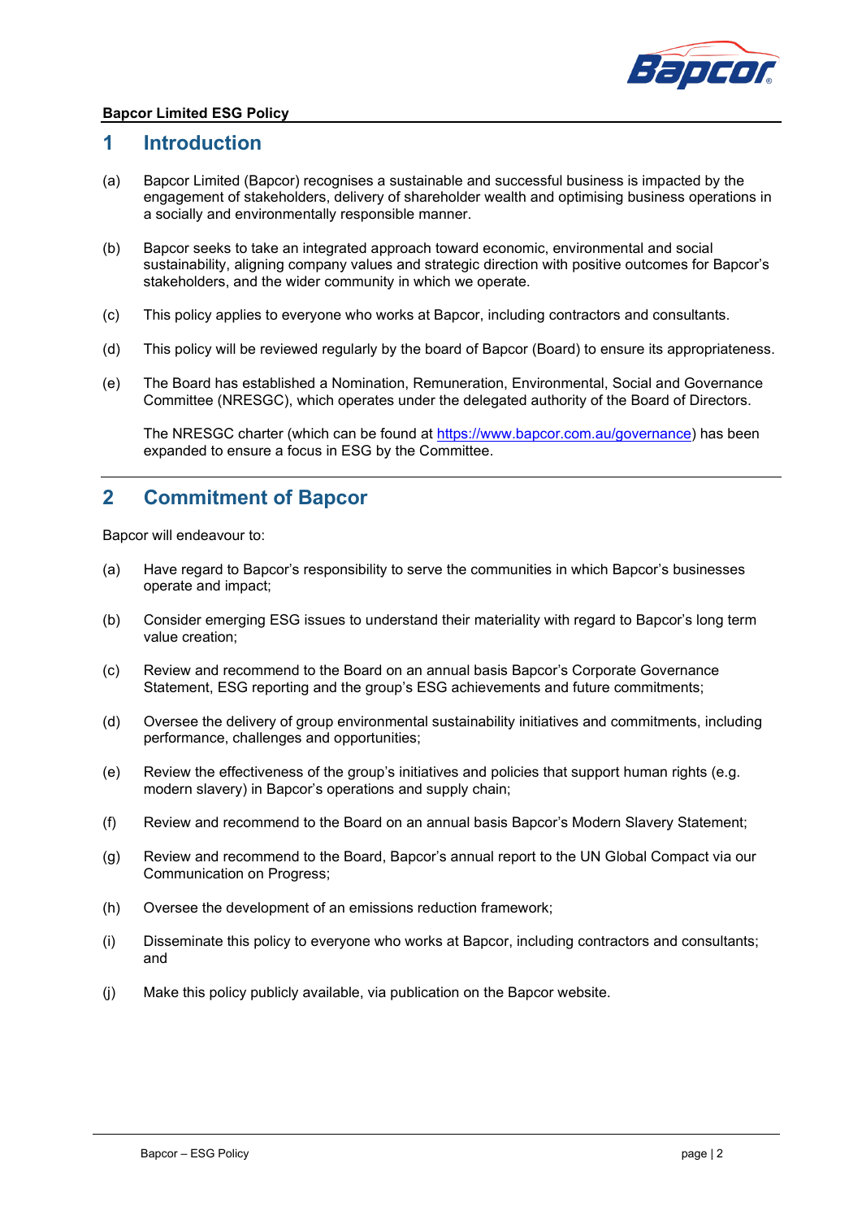**Bapcor Limited ESG Policy**

## 1 Introduction

(a) Bapcor Limited (Bapcor) recognises a sustainable and successful business is impacted by the engagement of stakeholders, delivery of shareholder wealth and optimising business operations in a socially and environmentally responsible manner.

(b) Bapcor seeks to take an integrated approach toward economic, environmental and social sustainability, aligning company values and strategic direction with positive outcomes for Bapcor's stakeholders, and the wider community in which we operate.

(c) This policy applies to everyone who works at Bapcor, including contractors and consultants.

(d) This policy will be reviewed regularly by the board of Bapcor (Board) to ensure its appropriateness.

(e) The Board has established a Nomination, Remuneration, Environmental, Social and Governance Committee (NRESGC), which operates under the delegated authority of the Board of Directors.

The NRESGC charter (which can be found at [https://www.bapcor.com.au/governance](https://www.bapcor.com.au/governance)) has been expanded to ensure a focus in ESG by the Committee.

## 2 Commitment of Bapcor

Bapcor will endeavour to:

(a) Have regard to Bapcor's responsibility to serve the communities in which Bapcor's businesses operate and impact;

(b) Consider emerging ESG issues to understand their materiality with regard to Bapcor's long term value creation;

(c) Review and recommend to the Board on an annual basis Bapcor's Corporate Governance Statement, ESG reporting and the group's ESG achievements and future commitments;

(d) Oversee the delivery of group environmental sustainability initiatives and commitments, including performance, challenges and opportunities;

(e) Review the effectiveness of the group's initiatives and policies that support human rights (e.g. modern slavery) in Bapcor's operations and supply chain;

(f) Review and recommend to the Board on an annual basis Bapcor's Modern Slavery Statement;

(g) Review and recommend to the Board, Bapcor's annual report to the UN Global Compact via our Communication on Progress;

(h) Oversee the development of an emissions reduction framework;

(i) Disseminate this policy to everyone who works at Bapcor, including contractors and consultants; and

(j) Make this policy publicly available, via publication on the Bapcor website.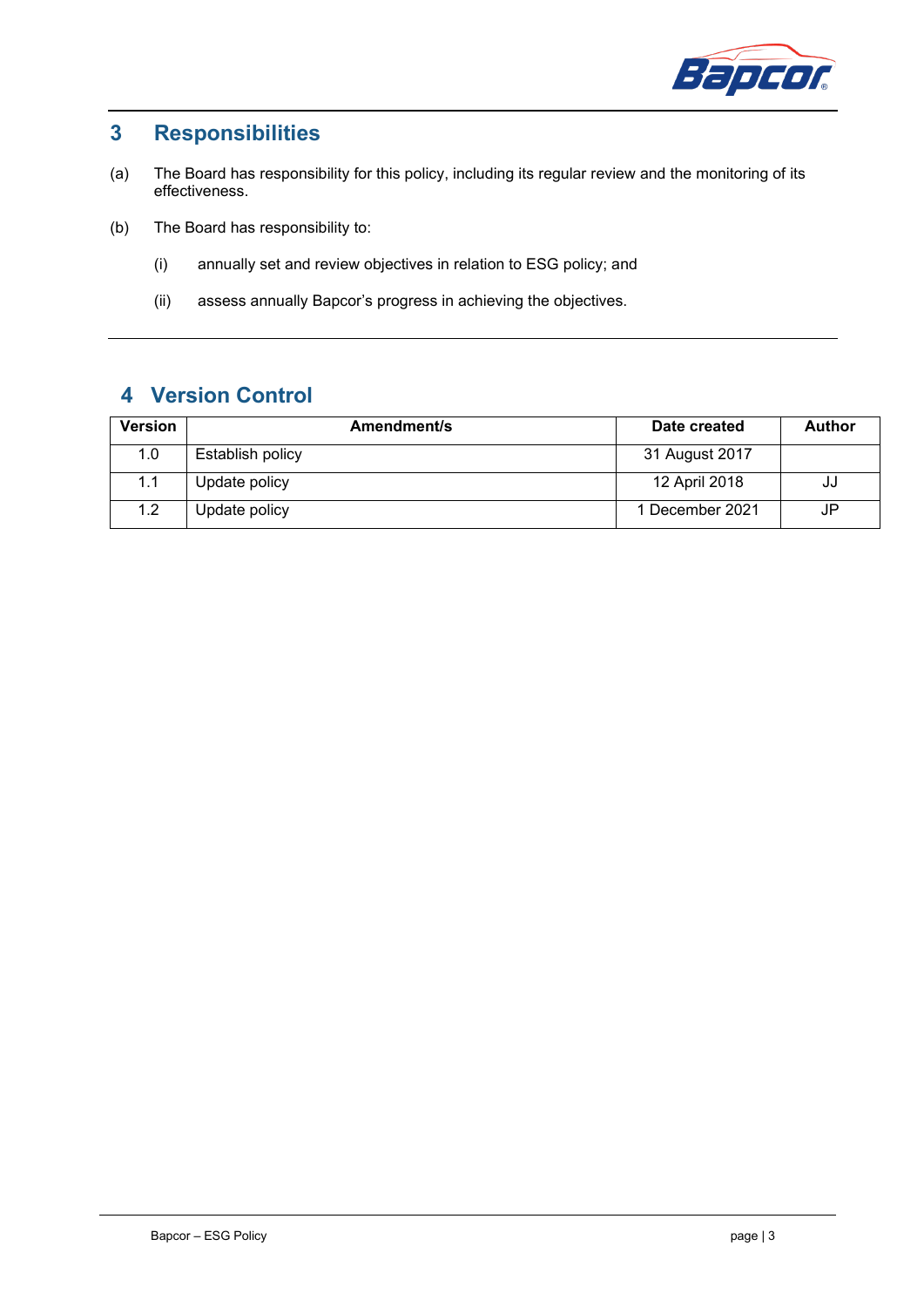## 3 Responsibilities

(a) The Board has responsibility for this policy, including its regular review and the monitoring of its effectiveness.

(b) The Board has responsibility to:

(i) annually set and review objectives in relation to ESG policy; and

(ii) assess annually Bapcor's progress in achieving the objectives.

## 4 Version Control

| Version | Amendment/s | Date created | Author |
|---|---|---|---|
| 1.0 | Establish policy | 31 August 2017 | |
| 1.1 | Update policy | 12 April 2018 | JJ |
| 1.2 | Update policy | 1 December 2021 | JP |